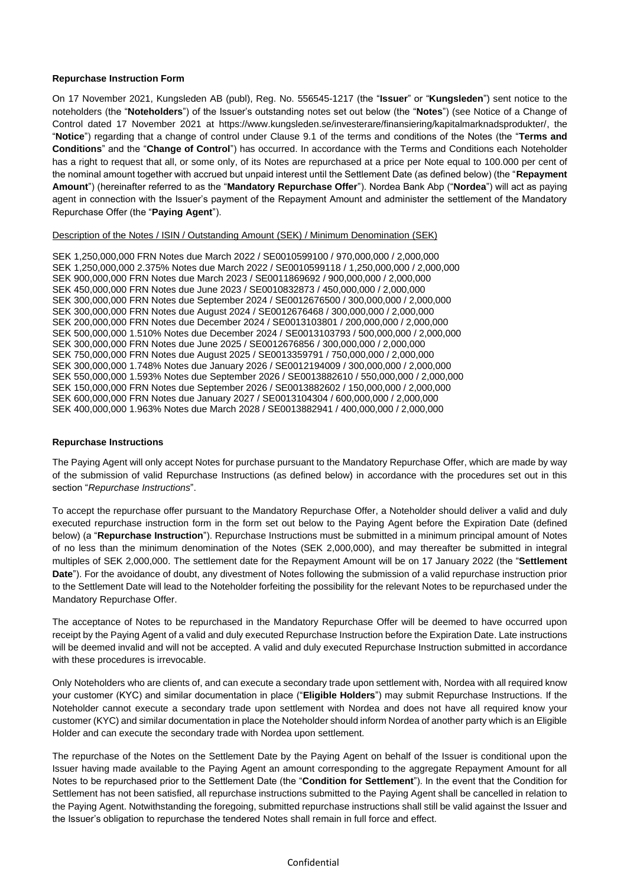**Repurchase Instruction Form**

On 17 November 2021, Kungsleden AB (publ), Reg. No. 556545-1217 (the "**Issuer**" or "**Kungsleden**") sent notice to the noteholders (the "**Noteholders**") of the Issuer's outstanding notes set out below (the "**Notes**") (see Notice of a Change of Control dated 17 November 2021 at https://www.kungsleden.se/investerare/finansiering/kapitalmarknadsprodukter/, the "**Notice**") regarding that a change of control under Clause 9.1 of the terms and conditions of the Notes (the "**Terms and Conditions**" and the "**Change of Control**") has occurred. In accordance with the Terms and Conditions each Noteholder has a right to request that all, or some only, of its Notes are repurchased at a price per Note equal to 100.000 per cent of the nominal amount together with accrued but unpaid interest until the Settlement Date (as defined below) (the "**Repayment Amount**") (hereinafter referred to as the "**Mandatory Repurchase Offer**"). Nordea Bank Abp ("**Nordea**") will act as paying agent in connection with the Issuer's payment of the Repayment Amount and administer the settlement of the Mandatory Repurchase Offer (the "**Paying Agent**").

Description of the Notes / ISIN / Outstanding Amount (SEK) / Minimum Denomination (SEK)

SEK 1,250,000,000 FRN Notes due March 2022 / SE0010599100 / 970,000,000 / 2,000,000
SEK 1,250,000,000 2.375% Notes due March 2022 / SE0010599118 / 1,250,000,000 / 2,000,000
SEK 900,000,000 FRN Notes due March 2023 / SE0011869692 / 900,000,000 / 2,000,000
SEK 450,000,000 FRN Notes due June 2023 / SE0010832873 / 450,000,000 / 2,000,000
SEK 300,000,000 FRN Notes due September 2024 / SE0012676500 / 300,000,000 / 2,000,000
SEK 300,000,000 FRN Notes due August 2024 / SE0012676468 / 300,000,000 / 2,000,000
SEK 200,000,000 FRN Notes due December 2024 / SE0013103801 / 200,000,000 / 2,000,000
SEK 500,000,000 1.510% Notes due December 2024 / SE0013103793 / 500,000,000 / 2,000,000
SEK 300,000,000 FRN Notes due June 2025 / SE0012676856 / 300,000,000 / 2,000,000
SEK 750,000,000 FRN Notes due August 2025 / SE0013359791 / 750,000,000 / 2,000,000
SEK 300,000,000 1.748% Notes due January 2026 / SE0012194009 / 300,000,000 / 2,000,000
SEK 550,000,000 1.593% Notes due September 2026 / SE0013882610 / 550,000,000 / 2,000,000
SEK 150,000,000 FRN Notes due September 2026 / SE0013882602 / 150,000,000 / 2,000,000
SEK 600,000,000 FRN Notes due January 2027 / SE0013104304 / 600,000,000 / 2,000,000
SEK 400,000,000 1.963% Notes due March 2028 / SE0013882941 / 400,000,000 / 2,000,000

**Repurchase Instructions**

The Paying Agent will only accept Notes for purchase pursuant to the Mandatory Repurchase Offer, which are made by way of the submission of valid Repurchase Instructions (as defined below) in accordance with the procedures set out in this section "*Repurchase Instructions*".

To accept the repurchase offer pursuant to the Mandatory Repurchase Offer, a Noteholder should deliver a valid and duly executed repurchase instruction form in the form set out below to the Paying Agent before the Expiration Date (defined below) (a "**Repurchase Instruction**"). Repurchase Instructions must be submitted in a minimum principal amount of Notes of no less than the minimum denomination of the Notes (SEK 2,000,000), and may thereafter be submitted in integral multiples of SEK 2,000,000. The settlement date for the Repayment Amount will be on 17 January 2022 (the "**Settlement Date**"). For the avoidance of doubt, any divestment of Notes following the submission of a valid repurchase instruction prior to the Settlement Date will lead to the Noteholder forfeiting the possibility for the relevant Notes to be repurchased under the Mandatory Repurchase Offer.

The acceptance of Notes to be repurchased in the Mandatory Repurchase Offer will be deemed to have occurred upon receipt by the Paying Agent of a valid and duly executed Repurchase Instruction before the Expiration Date. Late instructions will be deemed invalid and will not be accepted. A valid and duly executed Repurchase Instruction submitted in accordance with these procedures is irrevocable.

Only Noteholders who are clients of, and can execute a secondary trade upon settlement with, Nordea with all required know your customer (KYC) and similar documentation in place ("**Eligible Holders**") may submit Repurchase Instructions. If the Noteholder cannot execute a secondary trade upon settlement with Nordea and does not have all required know your customer (KYC) and similar documentation in place the Noteholder should inform Nordea of another party which is an Eligible Holder and can execute the secondary trade with Nordea upon settlement.

The repurchase of the Notes on the Settlement Date by the Paying Agent on behalf of the Issuer is conditional upon the Issuer having made available to the Paying Agent an amount corresponding to the aggregate Repayment Amount for all Notes to be repurchased prior to the Settlement Date (the "**Condition for Settlement**"). In the event that the Condition for Settlement has not been satisfied, all repurchase instructions submitted to the Paying Agent shall be cancelled in relation to the Paying Agent. Notwithstanding the foregoing, submitted repurchase instructions shall still be valid against the Issuer and the Issuer's obligation to repurchase the tendered Notes shall remain in full force and effect.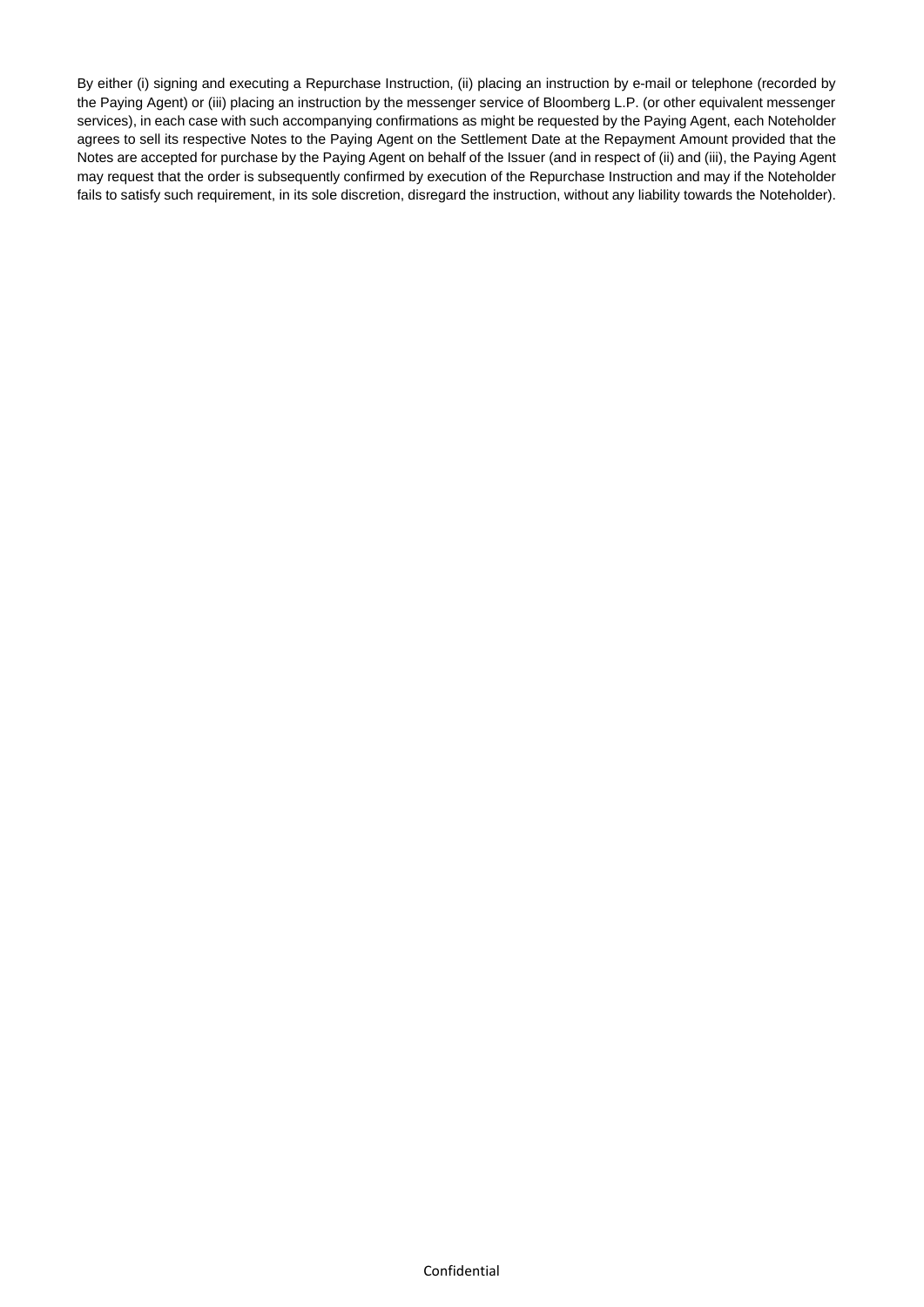By either (i) signing and executing a Repurchase Instruction, (ii) placing an instruction by e-mail or telephone (recorded by the Paying Agent) or (iii) placing an instruction by the messenger service of Bloomberg L.P. (or other equivalent messenger services), in each case with such accompanying confirmations as might be requested by the Paying Agent, each Noteholder agrees to sell its respective Notes to the Paying Agent on the Settlement Date at the Repayment Amount provided that the Notes are accepted for purchase by the Paying Agent on behalf of the Issuer (and in respect of (ii) and (iii), the Paying Agent may request that the order is subsequently confirmed by execution of the Repurchase Instruction and may if the Noteholder fails to satisfy such requirement, in its sole discretion, disregard the instruction, without any liability towards the Noteholder).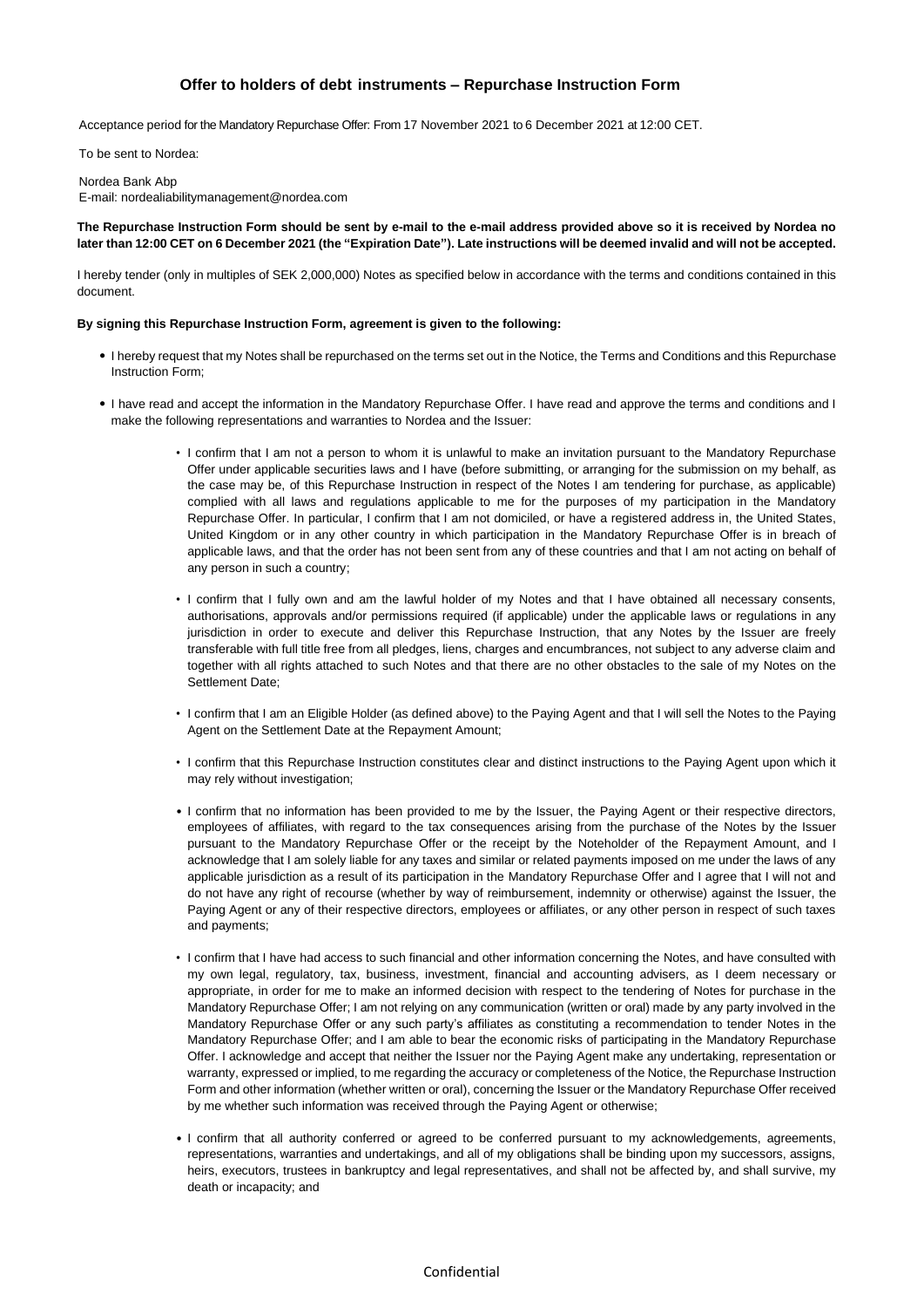## Offer to holders of debt instruments – Repurchase Instruction Form

Acceptance period for the Mandatory Repurchase Offer: From 17 November 2021 to 6 December 2021 at 12:00 CET.

To be sent to Nordea:

Nordea Bank Abp
E-mail: nordealiabilitymanagement@nordea.com

**The Repurchase Instruction Form should be sent by e-mail to the e-mail address provided above so it is received by Nordea no later than 12:00 CET on 6 December 2021 (the "Expiration Date"). Late instructions will be deemed invalid and will not be accepted.**

I hereby tender (only in multiples of SEK 2,000,000) Notes as specified below in accordance with the terms and conditions contained in this document.

**By signing this Repurchase Instruction Form, agreement is given to the following:**

- I hereby request that my Notes shall be repurchased on the terms set out in the Notice, the Terms and Conditions and this Repurchase Instruction Form;
- I have read and accept the information in the Mandatory Repurchase Offer. I have read and approve the terms and conditions and I make the following representations and warranties to Nordea and the Issuer:
  - I confirm that I am not a person to whom it is unlawful to make an invitation pursuant to the Mandatory Repurchase Offer under applicable securities laws and I have (before submitting, or arranging for the submission on my behalf, as the case may be, of this Repurchase Instruction in respect of the Notes I am tendering for purchase, as applicable) complied with all laws and regulations applicable to me for the purposes of my participation in the Mandatory Repurchase Offer. In particular, I confirm that I am not domiciled, or have a registered address in, the United States, United Kingdom or in any other country in which participation in the Mandatory Repurchase Offer is in breach of applicable laws, and that the order has not been sent from any of these countries and that I am not acting on behalf of any person in such a country;
  - I confirm that I fully own and am the lawful holder of my Notes and that I have obtained all necessary consents, authorisations, approvals and/or permissions required (if applicable) under the applicable laws or regulations in any jurisdiction in order to execute and deliver this Repurchase Instruction, that any Notes by the Issuer are freely transferable with full title free from all pledges, liens, charges and encumbrances, not subject to any adverse claim and together with all rights attached to such Notes and that there are no other obstacles to the sale of my Notes on the Settlement Date;
  - I confirm that I am an Eligible Holder (as defined above) to the Paying Agent and that I will sell the Notes to the Paying Agent on the Settlement Date at the Repayment Amount;
  - I confirm that this Repurchase Instruction constitutes clear and distinct instructions to the Paying Agent upon which it may rely without investigation;
  - I confirm that no information has been provided to me by the Issuer, the Paying Agent or their respective directors, employees of affiliates, with regard to the tax consequences arising from the purchase of the Notes by the Issuer pursuant to the Mandatory Repurchase Offer or the receipt by the Noteholder of the Repayment Amount, and I acknowledge that I am solely liable for any taxes and similar or related payments imposed on me under the laws of any applicable jurisdiction as a result of its participation in the Mandatory Repurchase Offer and I agree that I will not and do not have any right of recourse (whether by way of reimbursement, indemnity or otherwise) against the Issuer, the Paying Agent or any of their respective directors, employees or affiliates, or any other person in respect of such taxes and payments;
  - I confirm that I have had access to such financial and other information concerning the Notes, and have consulted with my own legal, regulatory, tax, business, investment, financial and accounting advisers, as I deem necessary or appropriate, in order for me to make an informed decision with respect to the tendering of Notes for purchase in the Mandatory Repurchase Offer; I am not relying on any communication (written or oral) made by any party involved in the Mandatory Repurchase Offer or any such party's affiliates as constituting a recommendation to tender Notes in the Mandatory Repurchase Offer; and I am able to bear the economic risks of participating in the Mandatory Repurchase Offer. I acknowledge and accept that neither the Issuer nor the Paying Agent make any undertaking, representation or warranty, expressed or implied, to me regarding the accuracy or completeness of the Notice, the Repurchase Instruction Form and other information (whether written or oral), concerning the Issuer or the Mandatory Repurchase Offer received by me whether such information was received through the Paying Agent or otherwise;
  - I confirm that all authority conferred or agreed to be conferred pursuant to my acknowledgements, agreements, representations, warranties and undertakings, and all of my obligations shall be binding upon my successors, assigns, heirs, executors, trustees in bankruptcy and legal representatives, and shall not be affected by, and shall survive, my death or incapacity; and

Confidential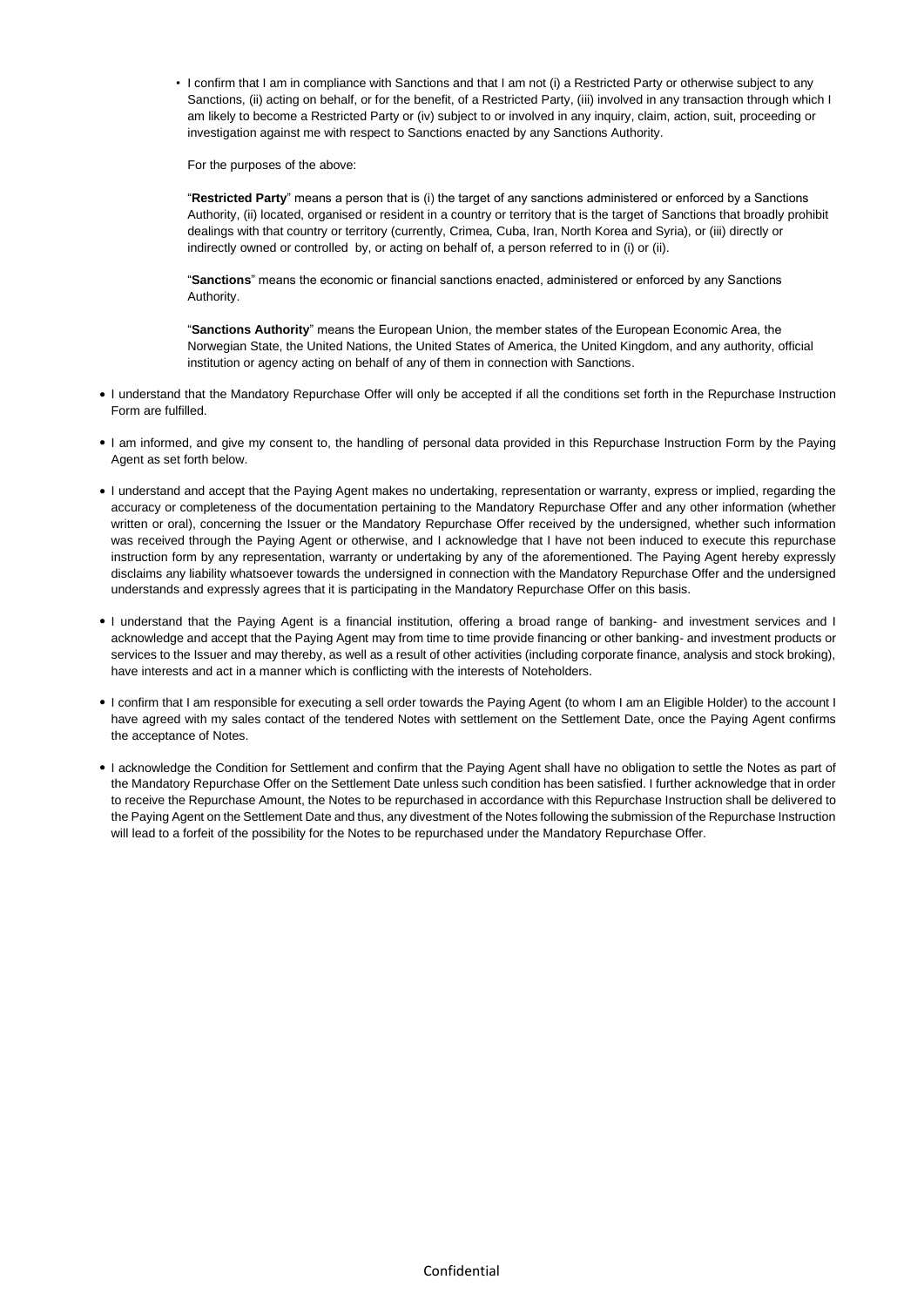- I confirm that I am in compliance with Sanctions and that I am not (i) a Restricted Party or otherwise subject to any Sanctions, (ii) acting on behalf, or for the benefit, of a Restricted Party, (iii) involved in any transaction through which I am likely to become a Restricted Party or (iv) subject to or involved in any inquiry, claim, action, suit, proceeding or investigation against me with respect to Sanctions enacted by any Sanctions Authority.

  For the purposes of the above:

  "**Restricted Party**" means a person that is (i) the target of any sanctions administered or enforced by a Sanctions Authority, (ii) located, organised or resident in a country or territory that is the target of Sanctions that broadly prohibit dealings with that country or territory (currently, Crimea, Cuba, Iran, North Korea and Syria), or (iii) directly or indirectly owned or controlled by, or acting on behalf of, a person referred to in (i) or (ii).

  "**Sanctions**" means the economic or financial sanctions enacted, administered or enforced by any Sanctions Authority.

  "**Sanctions Authority**" means the European Union, the member states of the European Economic Area, the Norwegian State, the United Nations, the United States of America, the United Kingdom, and any authority, official institution or agency acting on behalf of any of them in connection with Sanctions.

- I understand that the Mandatory Repurchase Offer will only be accepted if all the conditions set forth in the Repurchase Instruction Form are fulfilled.
- I am informed, and give my consent to, the handling of personal data provided in this Repurchase Instruction Form by the Paying Agent as set forth below.
- I understand and accept that the Paying Agent makes no undertaking, representation or warranty, express or implied, regarding the accuracy or completeness of the documentation pertaining to the Mandatory Repurchase Offer and any other information (whether written or oral), concerning the Issuer or the Mandatory Repurchase Offer received by the undersigned, whether such information was received through the Paying Agent or otherwise, and I acknowledge that I have not been induced to execute this repurchase instruction form by any representation, warranty or undertaking by any of the aforementioned. The Paying Agent hereby expressly disclaims any liability whatsoever towards the undersigned in connection with the Mandatory Repurchase Offer and the undersigned understands and expressly agrees that it is participating in the Mandatory Repurchase Offer on this basis.
- I understand that the Paying Agent is a financial institution, offering a broad range of banking- and investment services and I acknowledge and accept that the Paying Agent may from time to time provide financing or other banking- and investment products or services to the Issuer and may thereby, as well as a result of other activities (including corporate finance, analysis and stock broking), have interests and act in a manner which is conflicting with the interests of Noteholders.
- I confirm that I am responsible for executing a sell order towards the Paying Agent (to whom I am an Eligible Holder) to the account I have agreed with my sales contact of the tendered Notes with settlement on the Settlement Date, once the Paying Agent confirms the acceptance of Notes.
- I acknowledge the Condition for Settlement and confirm that the Paying Agent shall have no obligation to settle the Notes as part of the Mandatory Repurchase Offer on the Settlement Date unless such condition has been satisfied. I further acknowledge that in order to receive the Repurchase Amount, the Notes to be repurchased in accordance with this Repurchase Instruction shall be delivered to the Paying Agent on the Settlement Date and thus, any divestment of the Notes following the submission of the Repurchase Instruction will lead to a forfeit of the possibility for the Notes to be repurchased under the Mandatory Repurchase Offer.

Confidential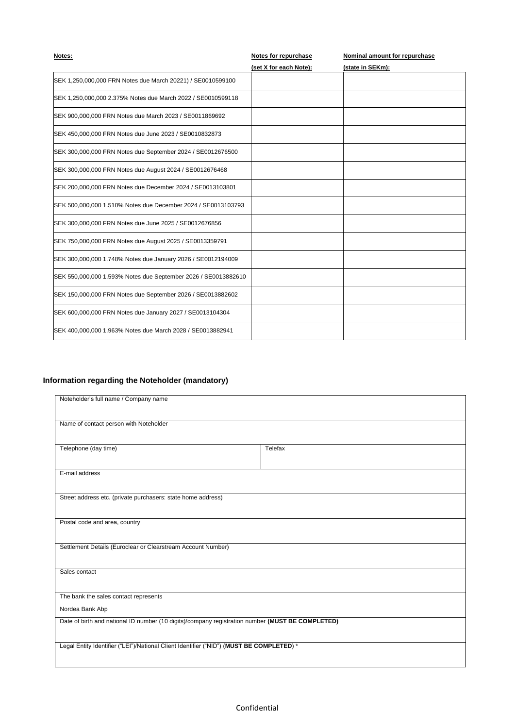| Notes: | Notes for repurchase (set X for each Note): | Nominal amount for repurchase (state in SEKm): |
|---|---|---|
| SEK 1,250,000,000 FRN Notes due March 20221) / SE0010599100 | | |
| SEK 1,250,000,000 2.375% Notes due March 2022 / SE0010599118 | | |
| SEK 900,000,000 FRN Notes due March 2023 / SE0011869692 | | |
| SEK 450,000,000 FRN Notes due June 2023 / SE0010832873 | | |
| SEK 300,000,000 FRN Notes due September 2024 / SE0012676500 | | |
| SEK 300,000,000 FRN Notes due August 2024 / SE0012676468 | | |
| SEK 200,000,000 FRN Notes due December 2024 / SE0013103801 | | |
| SEK 500,000,000 1.510% Notes due December 2024 / SE0013103793 | | |
| SEK 300,000,000 FRN Notes due June 2025 / SE0012676856 | | |
| SEK 750,000,000 FRN Notes due August 2025 / SE0013359791 | | |
| SEK 300,000,000 1.748% Notes due January 2026 / SE0012194009 | | |
| SEK 550,000,000 1.593% Notes due September 2026 / SE0013882610 | | |
| SEK 150,000,000 FRN Notes due September 2026 / SE0013882602 | | |
| SEK 600,000,000 FRN Notes due January 2027 / SE0013104304 | | |
| SEK 400,000,000 1.963% Notes due March 2028 / SE0013882941 | | |

## Information regarding the Noteholder (mandatory)

| Noteholder's full name / Company name | |
|---|---|
| Name of contact person with Noteholder | |
| Telephone (day time) | Telefax |
| E-mail address | |
| Street address etc. (private purchasers: state home address) | |
| Postal code and area, country | |
| Settlement Details (Euroclear or Clearstream Account Number) | |
| Sales contact | |
| The bank the sales contact represents<br>Nordea Bank Abp | |
| Date of birth and national ID number (10 digits)/company registration number **(MUST BE COMPLETED)** | |
| Legal Entity Identifier ("LEI")/National Client Identifier ("NID") (**MUST BE COMPLETED**) * | |

Confidential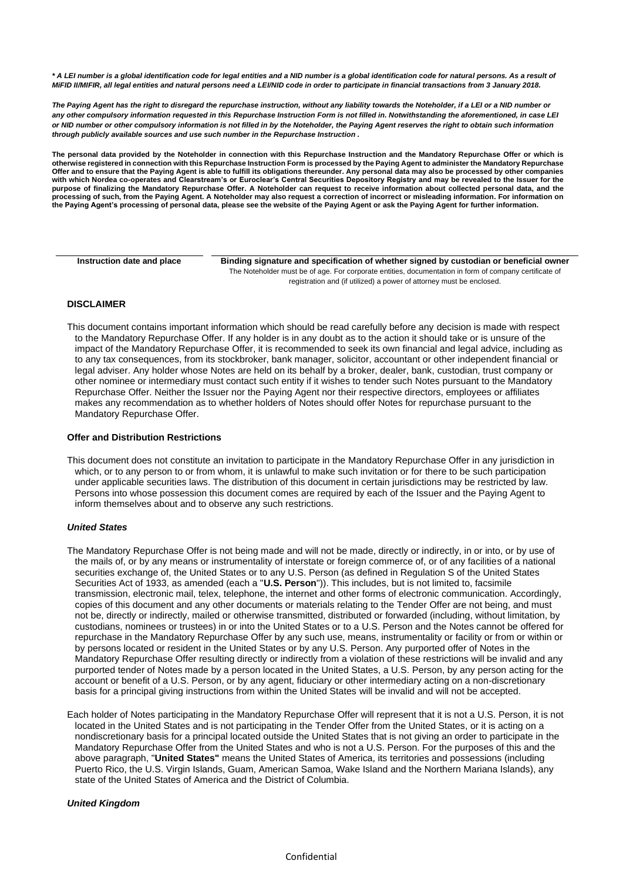*** A LEI number is a global identification code for legal entities and a NID number is a global identification code for natural persons. As a result of MiFID II/MIFIR, all legal entities and natural persons need a LEI/NID code in order to participate in financial transactions from 3 January 2018.**

***The Paying Agent has the right to disregard the repurchase instruction, without any liability towards the Noteholder, if a LEI or a NID number or any other compulsory information requested in this Repurchase Instruction Form is not filled in. Notwithstanding the aforementioned, in case LEI or NID number or other compulsory information is not filled in by the Noteholder, the Paying Agent reserves the right to obtain such information through publicly available sources and use such number in the Repurchase Instruction .***

**The personal data provided by the Noteholder in connection with this Repurchase Instruction and the Mandatory Repurchase Offer or which is otherwise registered in connection with this Repurchase Instruction Form is processed by the Paying Agent to administer the Mandatory Repurchase Offer and to ensure that the Paying Agent is able to fulfill its obligations thereunder. Any personal data may also be processed by other companies with which Nordea co-operates and Clearstream's or Euroclear's Central Securities Depository Registry and may be revealed to the Issuer for the purpose of finalizing the Mandatory Repurchase Offer. A Noteholder can request to receive information about collected personal data, and the processing of such, from the Paying Agent. A Noteholder may also request a correction of incorrect or misleading information. For information on the Paying Agent's processing of personal data, please see the website of the Paying Agent or ask the Paying Agent for further information.**

| Instruction date and place | Binding signature and specification of whether signed by custodian or beneficial owner |
|---|---|
| | The Noteholder must be of age. For corporate entities, documentation in form of company certificate of registration and (if utilized) a power of attorney must be enclosed. |

**DISCLAIMER**

This document contains important information which should be read carefully before any decision is made with respect to the Mandatory Repurchase Offer. If any holder is in any doubt as to the action it should take or is unsure of the impact of the Mandatory Repurchase Offer, it is recommended to seek its own financial and legal advice, including as to any tax consequences, from its stockbroker, bank manager, solicitor, accountant or other independent financial or legal adviser. Any holder whose Notes are held on its behalf by a broker, dealer, bank, custodian, trust company or other nominee or intermediary must contact such entity if it wishes to tender such Notes pursuant to the Mandatory Repurchase Offer. Neither the Issuer nor the Paying Agent nor their respective directors, employees or affiliates makes any recommendation as to whether holders of Notes should offer Notes for repurchase pursuant to the Mandatory Repurchase Offer.

**Offer and Distribution Restrictions**

This document does not constitute an invitation to participate in the Mandatory Repurchase Offer in any jurisdiction in which, or to any person to or from whom, it is unlawful to make such invitation or for there to be such participation under applicable securities laws. The distribution of this document in certain jurisdictions may be restricted by law. Persons into whose possession this document comes are required by each of the Issuer and the Paying Agent to inform themselves about and to observe any such restrictions.

***United States***

The Mandatory Repurchase Offer is not being made and will not be made, directly or indirectly, in or into, or by use of the mails of, or by any means or instrumentality of interstate or foreign commerce of, or of any facilities of a national securities exchange of, the United States or to any U.S. Person (as defined in Regulation S of the United States Securities Act of 1933, as amended (each a "**U.S. Person**")). This includes, but is not limited to, facsimile transmission, electronic mail, telex, telephone, the internet and other forms of electronic communication. Accordingly, copies of this document and any other documents or materials relating to the Tender Offer are not being, and must not be, directly or indirectly, mailed or otherwise transmitted, distributed or forwarded (including, without limitation, by custodians, nominees or trustees) in or into the United States or to a U.S. Person and the Notes cannot be offered for repurchase in the Mandatory Repurchase Offer by any such use, means, instrumentality or facility or from or within or by persons located or resident in the United States or by any U.S. Person. Any purported offer of Notes in the Mandatory Repurchase Offer resulting directly or indirectly from a violation of these restrictions will be invalid and any purported tender of Notes made by a person located in the United States, a U.S. Person, by any person acting for the account or benefit of a U.S. Person, or by any agent, fiduciary or other intermediary acting on a non-discretionary basis for a principal giving instructions from within the United States will be invalid and will not be accepted.

Each holder of Notes participating in the Mandatory Repurchase Offer will represent that it is not a U.S. Person, it is not located in the United States and is not participating in the Tender Offer from the United States, or it is acting on a nondiscretionary basis for a principal located outside the United States that is not giving an order to participate in the Mandatory Repurchase Offer from the United States and who is not a U.S. Person. For the purposes of this and the above paragraph, "**United States"** means the United States of America, its territories and possessions (including Puerto Rico, the U.S. Virgin Islands, Guam, American Samoa, Wake Island and the Northern Mariana Islands), any state of the United States of America and the District of Columbia.

***United Kingdom***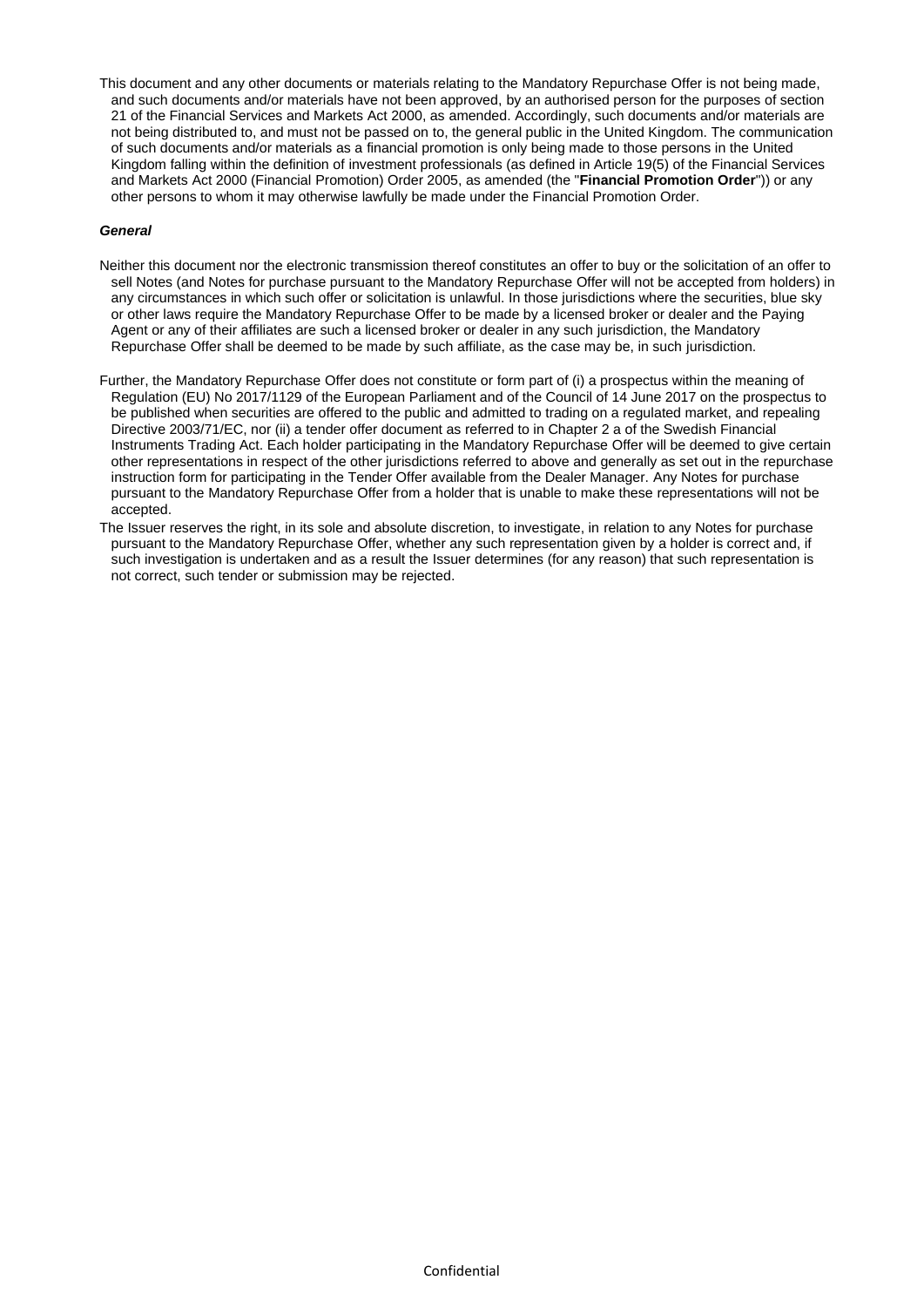This document and any other documents or materials relating to the Mandatory Repurchase Offer is not being made, and such documents and/or materials have not been approved, by an authorised person for the purposes of section 21 of the Financial Services and Markets Act 2000, as amended. Accordingly, such documents and/or materials are not being distributed to, and must not be passed on to, the general public in the United Kingdom. The communication of such documents and/or materials as a financial promotion is only being made to those persons in the United Kingdom falling within the definition of investment professionals (as defined in Article 19(5) of the Financial Services and Markets Act 2000 (Financial Promotion) Order 2005, as amended (the "**Financial Promotion Order**")) or any other persons to whom it may otherwise lawfully be made under the Financial Promotion Order.

***General***

Neither this document nor the electronic transmission thereof constitutes an offer to buy or the solicitation of an offer to sell Notes (and Notes for purchase pursuant to the Mandatory Repurchase Offer will not be accepted from holders) in any circumstances in which such offer or solicitation is unlawful. In those jurisdictions where the securities, blue sky or other laws require the Mandatory Repurchase Offer to be made by a licensed broker or dealer and the Paying Agent or any of their affiliates are such a licensed broker or dealer in any such jurisdiction, the Mandatory Repurchase Offer shall be deemed to be made by such affiliate, as the case may be, in such jurisdiction.

Further, the Mandatory Repurchase Offer does not constitute or form part of (i) a prospectus within the meaning of Regulation (EU) No 2017/1129 of the European Parliament and of the Council of 14 June 2017 on the prospectus to be published when securities are offered to the public and admitted to trading on a regulated market, and repealing Directive 2003/71/EC, nor (ii) a tender offer document as referred to in Chapter 2 a of the Swedish Financial Instruments Trading Act. Each holder participating in the Mandatory Repurchase Offer will be deemed to give certain other representations in respect of the other jurisdictions referred to above and generally as set out in the repurchase instruction form for participating in the Tender Offer available from the Dealer Manager. Any Notes for purchase pursuant to the Mandatory Repurchase Offer from a holder that is unable to make these representations will not be accepted.

The Issuer reserves the right, in its sole and absolute discretion, to investigate, in relation to any Notes for purchase pursuant to the Mandatory Repurchase Offer, whether any such representation given by a holder is correct and, if such investigation is undertaken and as a result the Issuer determines (for any reason) that such representation is not correct, such tender or submission may be rejected.

Confidential